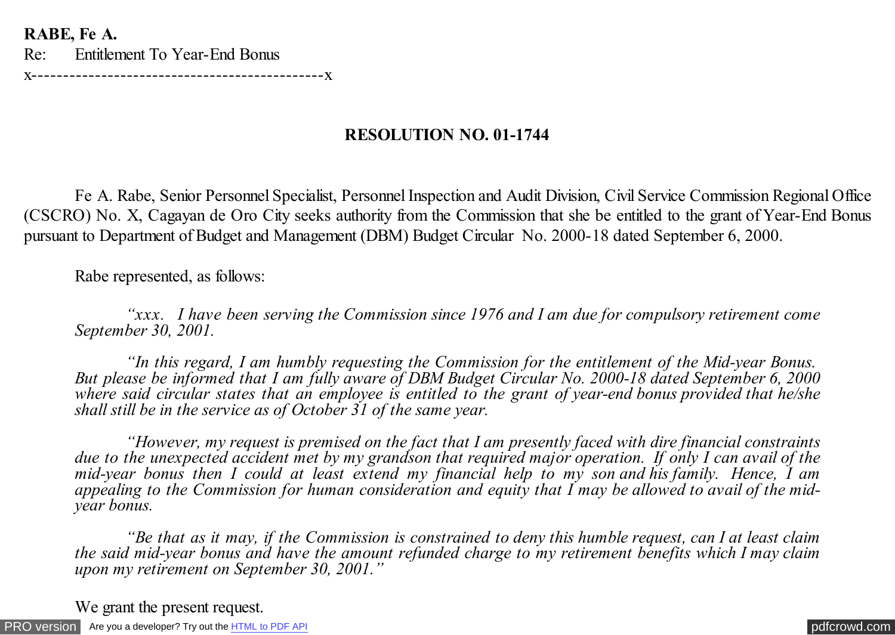**RABE, Fe A.**
Re: Entitlement To Year-End Bonus
x----------------------------------------------x

**RESOLUTION NO. 01-1744**

Fe A. Rabe, Senior Personnel Specialist, Personnel Inspection and Audit Division, Civil Service Commission Regional Office (CSCRO) No. X, Cagayan de Oro City seeks authority from the Commission that she be entitled to the grant of Year-End Bonus pursuant to Department of Budget and Management (DBM) Budget Circular No. 2000-18 dated September 6, 2000.

Rabe represented, as follows:

> *"xxx. I have been serving the Commission since 1976 and I am due for compulsory retirement come September 30, 2001.*
>
> *"In this regard, I am humbly requesting the Commission for the entitlement of the Mid-year Bonus. But please be informed that I am fully aware of DBM Budget Circular No. 2000-18 dated September 6, 2000 where said circular states that an employee is entitled to the grant of year-end bonus provided that he/she shall still be in the service as of October 31 of the same year.*
>
> *"However, my request is premised on the fact that I am presently faced with dire financial constraints due to the unexpected accident met by my grandson that required major operation. If only I can avail of the mid-year bonus then I could at least extend my financial help to my son and his family. Hence, I am appealing to the Commission for human consideration and equity that I may be allowed to avail of the mid-year bonus.*
>
> *"Be that as it may, if the Commission is constrained to deny this humble request, can I at least claim the said mid-year bonus and have the amount refunded charge to my retirement benefits which I may claim upon my retirement on September 30, 2001."*

We grant the present request.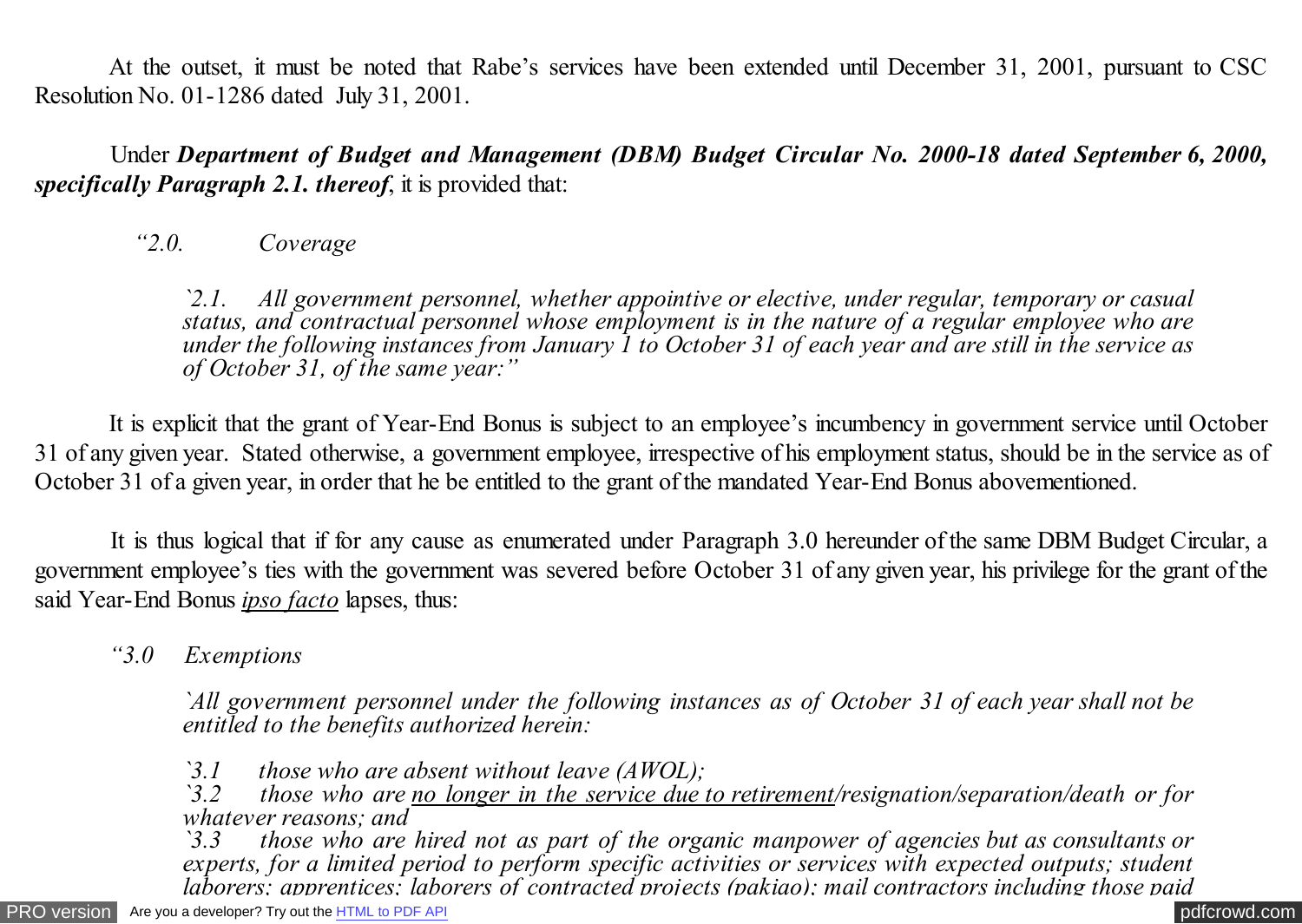At the outset, it must be noted that Rabe's services have been extended until December 31, 2001, pursuant to CSC Resolution No. 01-1286 dated July 31, 2001.

Under ***Department of Budget and Management (DBM) Budget Circular No. 2000-18 dated September 6, 2000, specifically Paragraph 2.1. thereof***, it is provided that:

> *"2.0. Coverage*
>
> *`2.1. All government personnel, whether appointive or elective, under regular, temporary or casual status, and contractual personnel whose employment is in the nature of a regular employee who are under the following instances from January 1 to October 31 of each year and are still in the service as of October 31, of the same year:"*

It is explicit that the grant of Year-End Bonus is subject to an employee's incumbency in government service until October 31 of any given year. Stated otherwise, a government employee, irrespective of his employment status, should be in the service as of October 31 of a given year, in order that he be entitled to the grant of the mandated Year-End Bonus abovementioned.

It is thus logical that if for any cause as enumerated under Paragraph 3.0 hereunder of the same DBM Budget Circular, a government employee's ties with the government was severed before October 31 of any given year, his privilege for the grant of the said Year-End Bonus <u>*ipso facto*</u> lapses, thus:

> *"3.0 Exemptions*
>
> *`All government personnel under the following instances as of October 31 of each year shall not be entitled to the benefits authorized herein:*
>
> *`3.1 those who are absent without leave (AWOL);*
> *`3.2 those who are <u>no longer in the service due to retirement</u>/resignation/separation/death or for whatever reasons; and*
> *`3.3 those who are hired not as part of the organic manpower of agencies but as consultants or experts, for a limited period to perform specific activities or services with expected outputs; student laborers; apprentices; laborers of contracted projects (pakiao); mail contractors including those paid*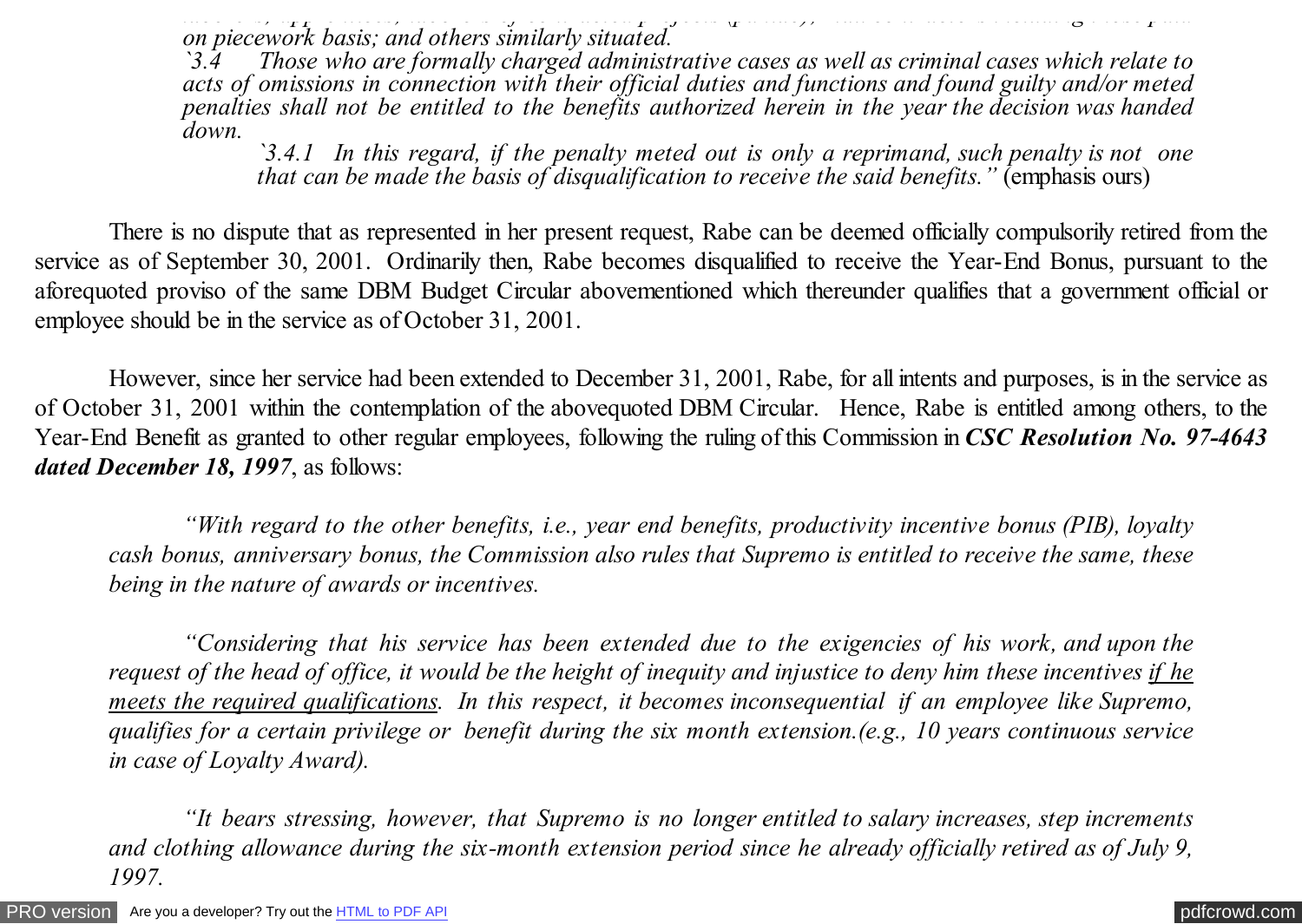*on piecework basis; and others similarly situated.*

*`3.4 Those who are formally charged administrative cases as well as criminal cases which relate to acts of omissions in connection with their official duties and functions and found guilty and/or meted penalties shall not be entitled to the benefits authorized herein in the year the decision was handed down.*

*`3.4.1 In this regard, if the penalty meted out is only a reprimand, such penalty is not one that can be made the basis of disqualification to receive the said benefits."* (emphasis ours)

There is no dispute that as represented in her present request, Rabe can be deemed officially compulsorily retired from the service as of September 30, 2001. Ordinarily then, Rabe becomes disqualified to receive the Year-End Bonus, pursuant to the aforequoted proviso of the same DBM Budget Circular abovementioned which thereunder qualifies that a government official or employee should be in the service as of October 31, 2001.

However, since her service had been extended to December 31, 2001, Rabe, for all intents and purposes, is in the service as of October 31, 2001 within the contemplation of the abovequoted DBM Circular. Hence, Rabe is entitled among others, to the Year-End Benefit as granted to other regular employees, following the ruling of this Commission in ***CSC Resolution No. 97-4643 dated December 18, 1997***, as follows:

*"With regard to the other benefits, i.e., year end benefits, productivity incentive bonus (PIB), loyalty cash bonus, anniversary bonus, the Commission also rules that Supremo is entitled to receive the same, these being in the nature of awards or incentives.*

*"Considering that his service has been extended due to the exigencies of his work, and upon the request of the head of office, it would be the height of inequity and injustice to deny him these incentives <u>if he meets the required qualifications</u>. In this respect, it becomes inconsequential if an employee like Supremo, qualifies for a certain privilege or benefit during the six month extension.(e.g., 10 years continuous service in case of Loyalty Award).*

*"It bears stressing, however, that Supremo is no longer entitled to salary increases, step increments and clothing allowance during the six-month extension period since he already officially retired as of July 9, 1997.*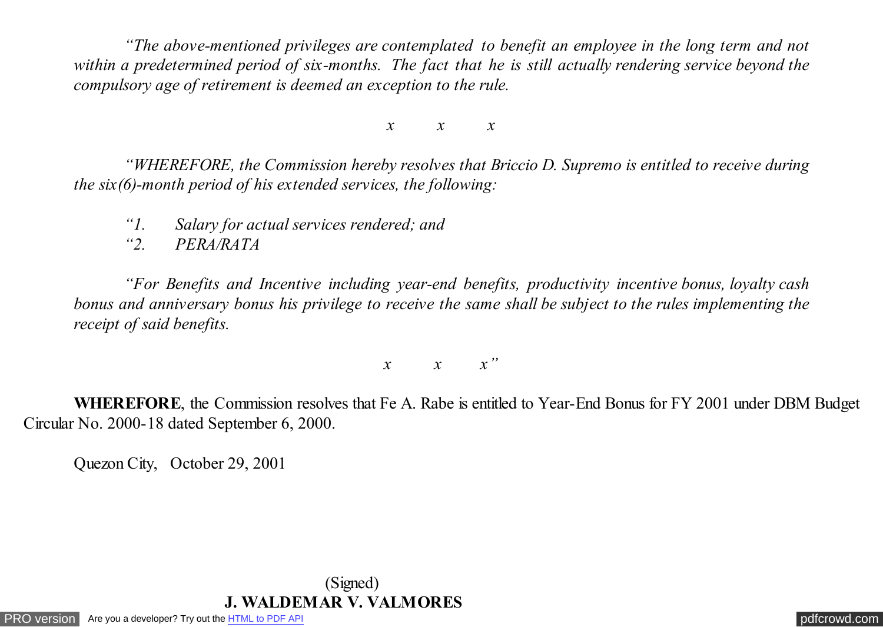*"The above-mentioned privileges are contemplated to benefit an employee in the long term and not within a predetermined period of six-months. The fact that he is still actually rendering service beyond the compulsory age of retirement is deemed an exception to the rule.*

*x x x*

*"WHEREFORE, the Commission hereby resolves that Briccio D. Supremo is entitled to receive during the six(6)-month period of his extended services, the following:*

*"1. Salary for actual services rendered; and*
*"2. PERA/RATA*

*"For Benefits and Incentive including year-end benefits, productivity incentive bonus, loyalty cash bonus and anniversary bonus his privilege to receive the same shall be subject to the rules implementing the receipt of said benefits.*

*x x x"*

**WHEREFORE**, the Commission resolves that Fe A. Rabe is entitled to Year-End Bonus for FY 2001 under DBM Budget Circular No. 2000-18 dated September 6, 2000.

Quezon City, October 29, 2001

(Signed)
**J. WALDEMAR V. VALMORES**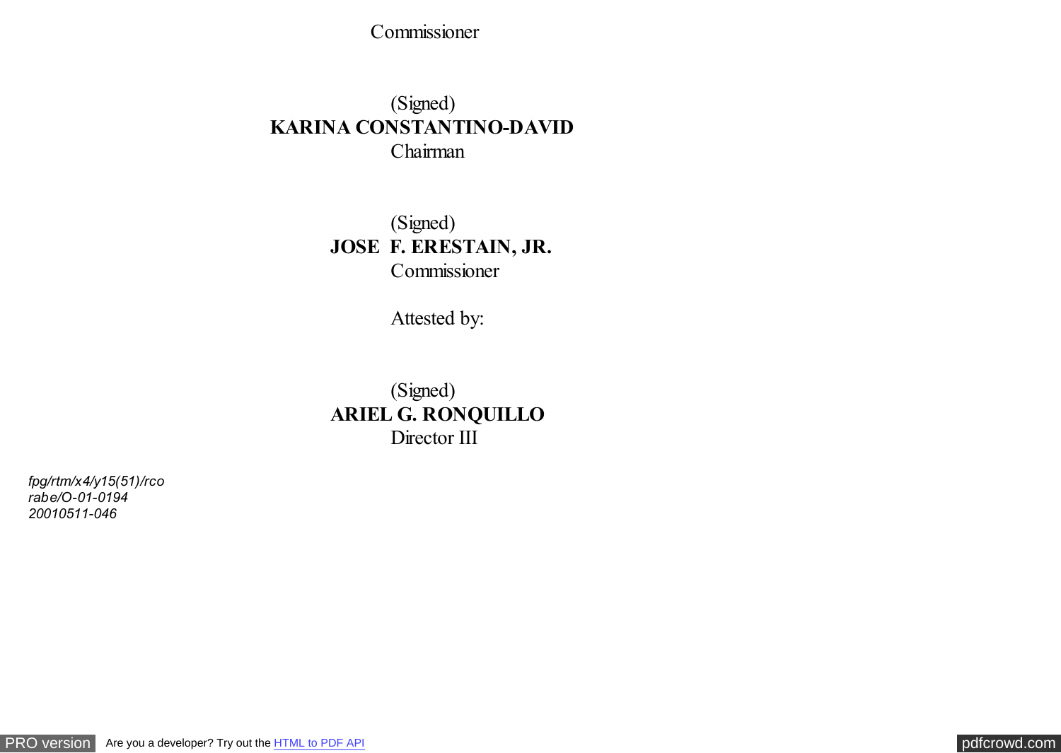Commissioner

(Signed)
**KARINA CONSTANTINO-DAVID**
Chairman

(Signed)
**JOSE F. ERESTAIN, JR.**
Commissioner

Attested by:

(Signed)
**ARIEL G. RONQUILLO**
Director III

*fpg/rtm/x4/y15(51)/rco*
*rabe/O-01-0194*
*20010511-046*